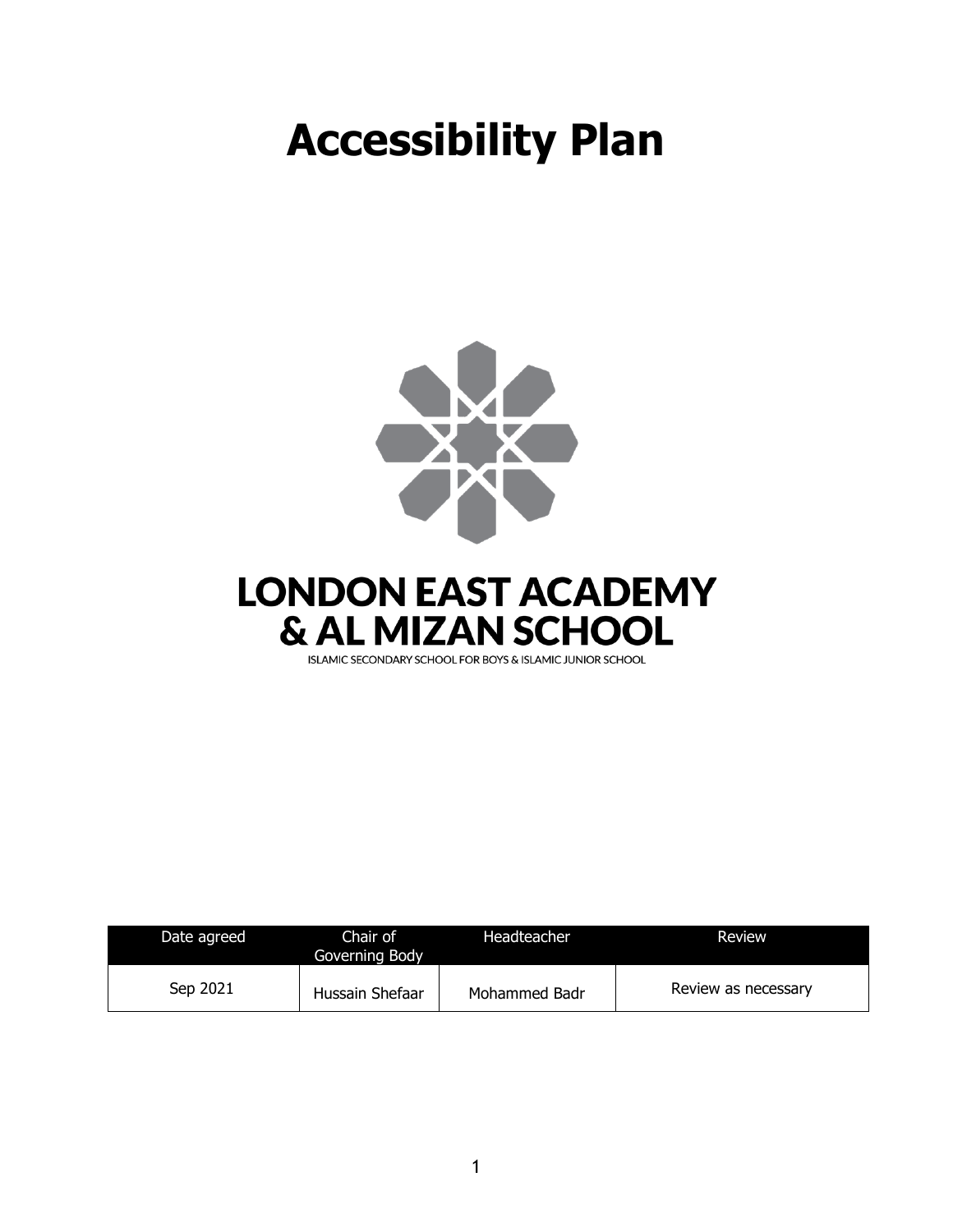# Accessibility Plan

**LONDON EAST ACADEMY & AL MIZAN SCHOOL**

ISLAMIC SECONDARY SCHOOL FOR BOYS & ISLAMIC JUNIOR SCHOOL

| Date agreed | Chair of Governing Body | Headteacher | Review |
|---|---|---|---|
| Sep 2021 | Hussain Shefaar | Mohammed Badr | Review as necessary |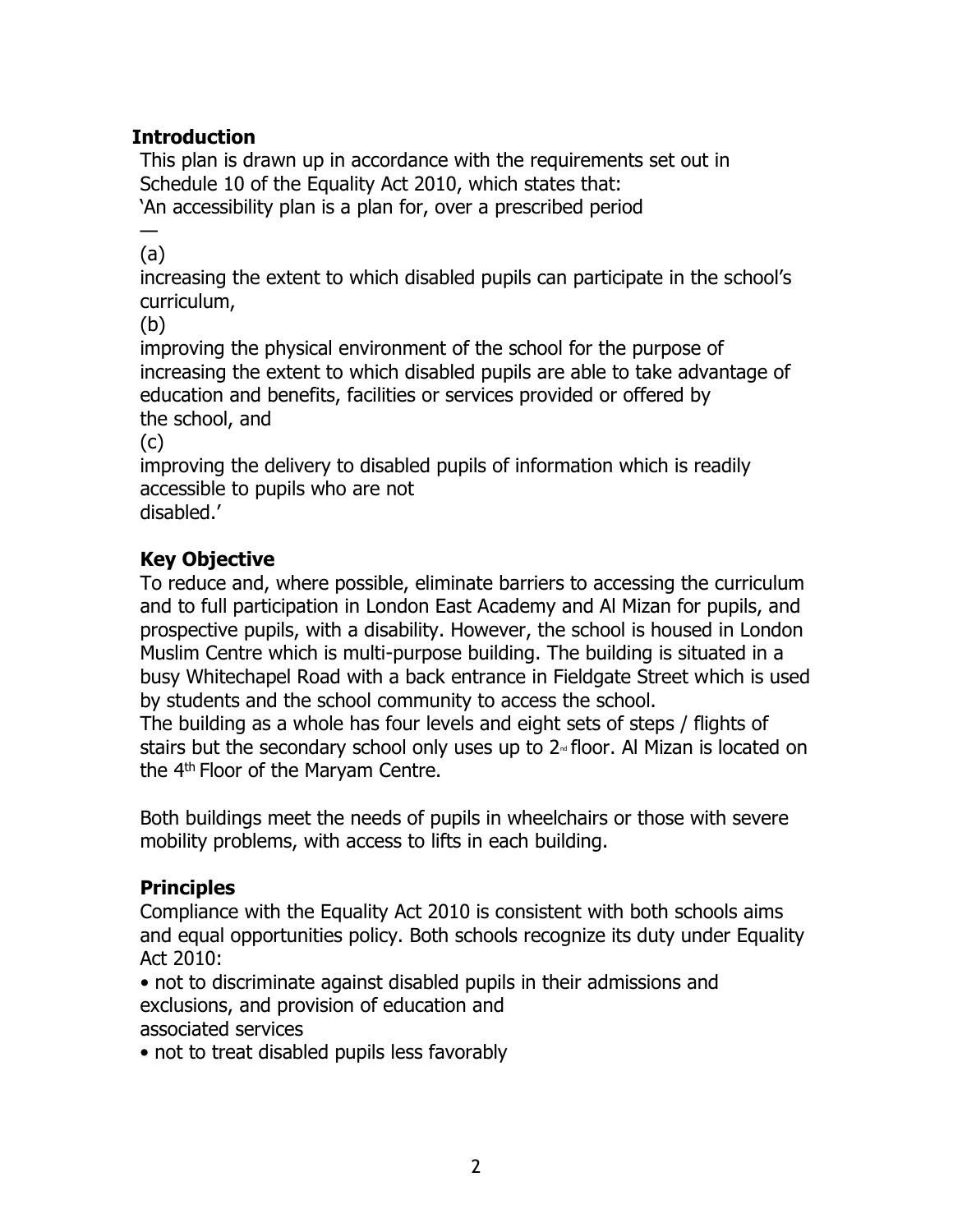## Introduction

This plan is drawn up in accordance with the requirements set out in Schedule 10 of the Equality Act 2010, which states that:

'An accessibility plan is a plan for, over a prescribed period —

(a) increasing the extent to which disabled pupils can participate in the school's curriculum,

(b) improving the physical environment of the school for the purpose of increasing the extent to which disabled pupils are able to take advantage of education and benefits, facilities or services provided or offered by the school, and

(c) improving the delivery to disabled pupils of information which is readily accessible to pupils who are not disabled.'

## Key Objective

To reduce and, where possible, eliminate barriers to accessing the curriculum and to full participation in London East Academy and Al Mizan for pupils, and prospective pupils, with a disability. However, the school is housed in London Muslim Centre which is multi-purpose building. The building is situated in a busy Whitechapel Road with a back entrance in Fieldgate Street which is used by students and the school community to access the school.

The building as a whole has four levels and eight sets of steps / flights of stairs but the secondary school only uses up to 2nd floor. Al Mizan is located on the 4th Floor of the Maryam Centre.

Both buildings meet the needs of pupils in wheelchairs or those with severe mobility problems, with access to lifts in each building.

## Principles

Compliance with the Equality Act 2010 is consistent with both schools aims and equal opportunities policy. Both schools recognize its duty under Equality Act 2010:

- not to discriminate against disabled pupils in their admissions and exclusions, and provision of education and associated services
- not to treat disabled pupils less favorably